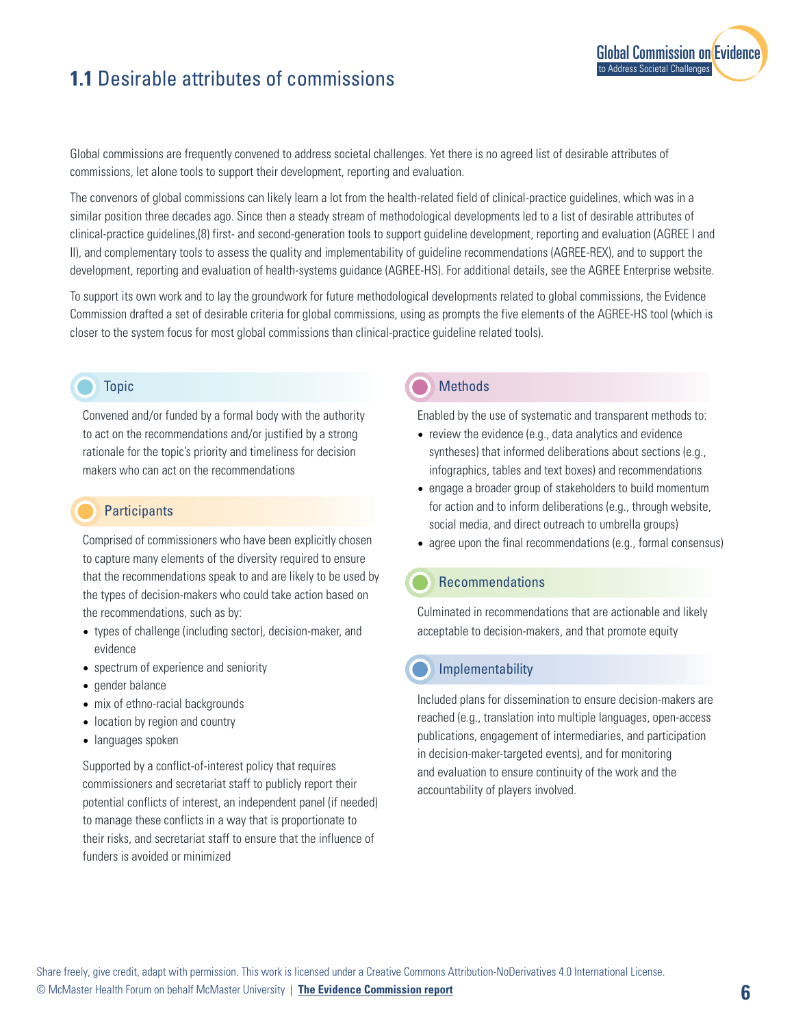# 1.1 Desirable attributes of commissions

Global commissions are frequently convened to address societal challenges. Yet there is no agreed list of desirable attributes of commissions, let alone tools to support their development, reporting and evaluation.

The convenors of global commissions can likely learn a lot from the health-related field of clinical-practice guidelines, which was in a similar position three decades ago. Since then a steady stream of methodological developments led to a list of desirable attributes of clinical-practice guidelines,(8) first- and second-generation tools to support guideline development, reporting and evaluation (AGREE I and II), and complementary tools to assess the quality and implementability of guideline recommendations (AGREE-REX), and to support the development, reporting and evaluation of health-systems guidance (AGREE-HS). For additional details, see the AGREE Enterprise website.

To support its own work and to lay the groundwork for future methodological developments related to global commissions, the Evidence Commission drafted a set of desirable criteria for global commissions, using as prompts the five elements of the AGREE-HS tool (which is closer to the system focus for most global commissions than clinical-practice guideline related tools).

## Topic

Convened and/or funded by a formal body with the authority to act on the recommendations and/or justified by a strong rationale for the topic's priority and timeliness for decision makers who can act on the recommendations

## Participants

Comprised of commissioners who have been explicitly chosen to capture many elements of the diversity required to ensure that the recommendations speak to and are likely to be used by the types of decision-makers who could take action based on the recommendations, such as by:

- types of challenge (including sector), decision-maker, and evidence
- spectrum of experience and seniority
- gender balance
- mix of ethno-racial backgrounds
- location by region and country
- languages spoken

Supported by a conflict-of-interest policy that requires commissioners and secretariat staff to publicly report their potential conflicts of interest, an independent panel (if needed) to manage these conflicts in a way that is proportionate to their risks, and secretariat staff to ensure that the influence of funders is avoided or minimized

## Methods

Enabled by the use of systematic and transparent methods to:

- review the evidence (e.g., data analytics and evidence syntheses) that informed deliberations about sections (e.g., infographics, tables and text boxes) and recommendations
- engage a broader group of stakeholders to build momentum for action and to inform deliberations (e.g., through website, social media, and direct outreach to umbrella groups)
- agree upon the final recommendations (e.g., formal consensus)

## Recommendations

Culminated in recommendations that are actionable and likely acceptable to decision-makers, and that promote equity

## Implementability

Included plans for dissemination to ensure decision-makers are reached (e.g., translation into multiple languages, open-access publications, engagement of intermediaries, and participation in decision-maker-targeted events), and for monitoring and evaluation to ensure continuity of the work and the accountability of players involved.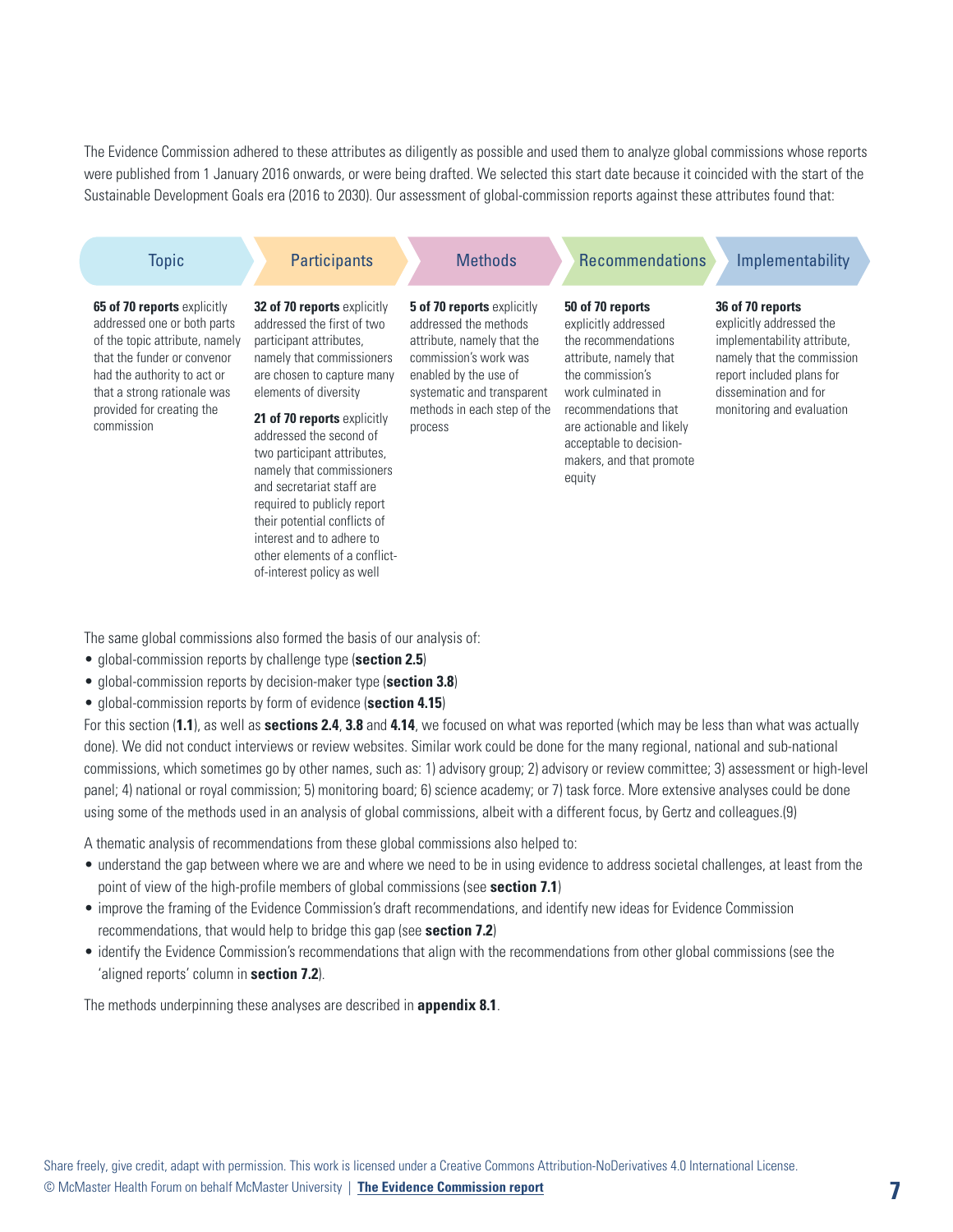The Evidence Commission adhered to these attributes as diligently as possible and used them to analyze global commissions whose reports were published from 1 January 2016 onwards, or were being drafted. We selected this start date because it coincided with the start of the Sustainable Development Goals era (2016 to 2030). Our assessment of global-commission reports against these attributes found that:

| Topic | Participants | Methods | Recommendations | Implementability |
|---|---|---|---|---|
| **65 of 70 reports** explicitly addressed one or both parts of the topic attribute, namely that the funder or convenor had the authority to act or that a strong rationale was provided for creating the commission | **32 of 70 reports** explicitly addressed the first of two participant attributes, namely that commissioners are chosen to capture many elements of diversity<br><br>**21 of 70 reports** explicitly addressed the second of two participant attributes, namely that commissioners and secretariat staff are required to publicly report their potential conflicts of interest and to adhere to other elements of a conflict-of-interest policy as well | **5 of 70 reports** explicitly addressed the methods attribute, namely that the commission's work was enabled by the use of systematic and transparent methods in each step of the process | **50 of 70 reports** explicitly addressed the recommendations attribute, namely that the commission's work culminated in recommendations that are actionable and likely acceptable to decision-makers, and that promote equity | **36 of 70 reports** explicitly addressed the implementability attribute, namely that the commission report included plans for dissemination and for monitoring and evaluation |

The same global commissions also formed the basis of our analysis of:

- global-commission reports by challenge type (**section 2.5**)
- global-commission reports by decision-maker type (**section 3.8**)
- global-commission reports by form of evidence (**section 4.15**)

For this section (**1.1**), as well as **sections 2.4**, **3.8** and **4.14**, we focused on what was reported (which may be less than what was actually done). We did not conduct interviews or review websites. Similar work could be done for the many regional, national and sub-national commissions, which sometimes go by other names, such as: 1) advisory group; 2) advisory or review committee; 3) assessment or high-level panel; 4) national or royal commission; 5) monitoring board; 6) science academy; or 7) task force. More extensive analyses could be done using some of the methods used in an analysis of global commissions, albeit with a different focus, by Gertz and colleagues.(9)

A thematic analysis of recommendations from these global commissions also helped to:

- understand the gap between where we are and where we need to be in using evidence to address societal challenges, at least from the point of view of the high-profile members of global commissions (see **section 7.1**)
- improve the framing of the Evidence Commission's draft recommendations, and identify new ideas for Evidence Commission recommendations, that would help to bridge this gap (see **section 7.2**)
- identify the Evidence Commission's recommendations that align with the recommendations from other global commissions (see the 'aligned reports' column in **section 7.2**).

The methods underpinning these analyses are described in **appendix 8.1**.